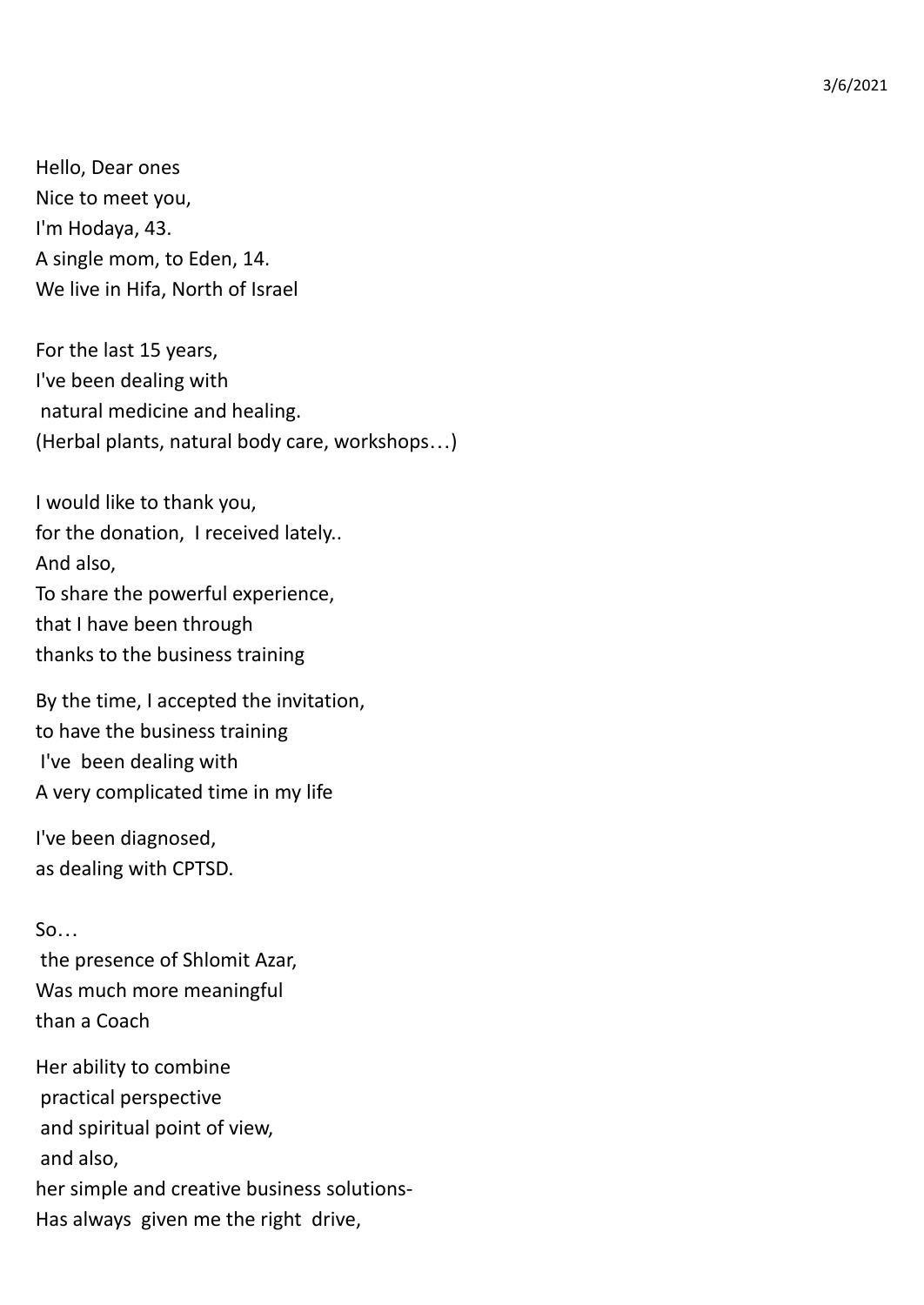3/6/2021

Hello, Dear ones
Nice to meet you,
I'm Hodaya, 43.
A single mom, to Eden, 14.
We live in Hifa, North of Israel

For the last 15 years,
I've been dealing with
natural medicine and healing.
(Herbal plants, natural body care, workshops…)

I would like to thank you,
for the donation, I received lately..
And also,
To share the powerful experience,
that I have been through
thanks to the business training

By the time, I accepted the invitation,
to have the business training
I've been dealing with
A very complicated time in my life

I've been diagnosed,
as dealing with CPTSD.

So…
the presence of Shlomit Azar,
Was much more meaningful
than a Coach

Her ability to combine
practical perspective
and spiritual point of view,
and also,
her simple and creative business solutions-
Has always given me the right drive,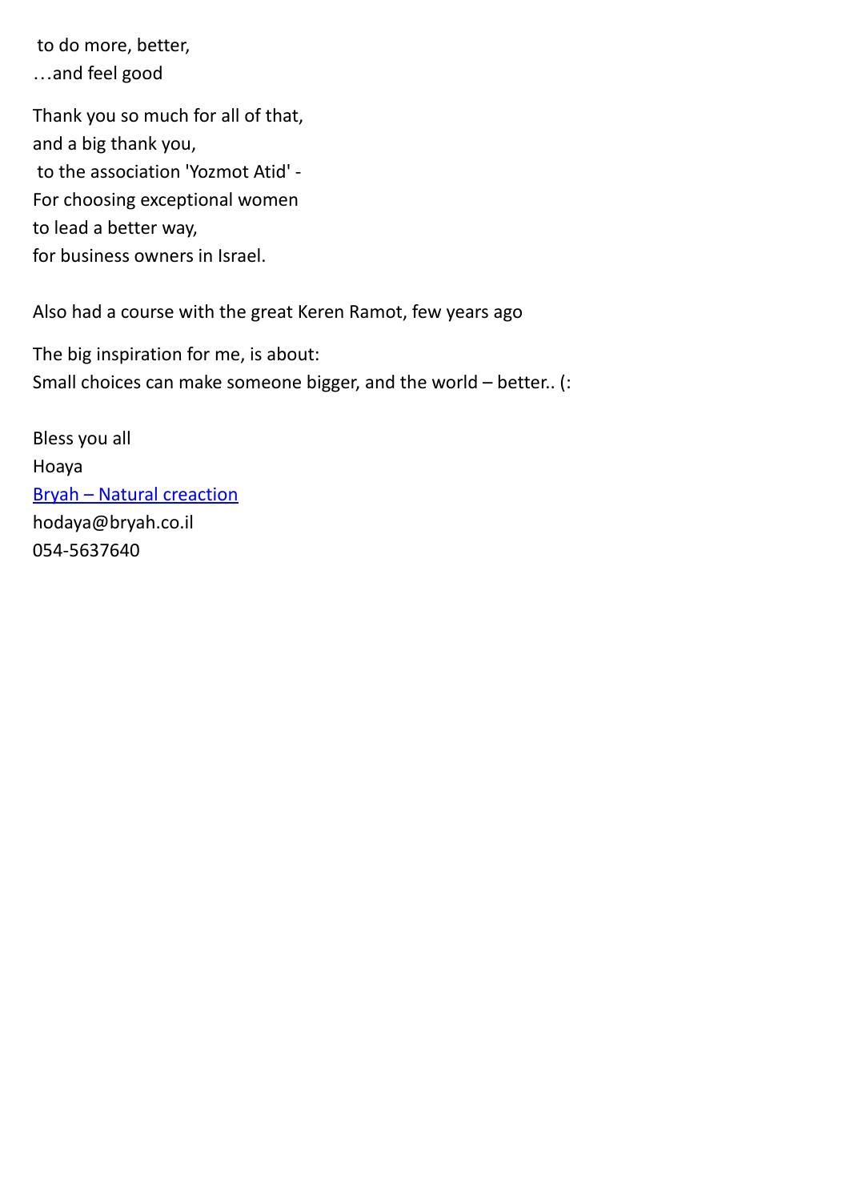to do more, better,
…and feel good

Thank you so much for all of that,
and a big thank you,
to the association 'Yozmot Atid' -
For choosing exceptional women
to lead a better way,
for business owners in Israel.

Also had a course with the great Keren Ramot, few years ago

The big inspiration for me, is about:
Small choices can make someone bigger, and the world – better.. (:

Bless you all
Hoaya
Bryah – Natural creaction
hodaya@bryah.co.il
054-5637640